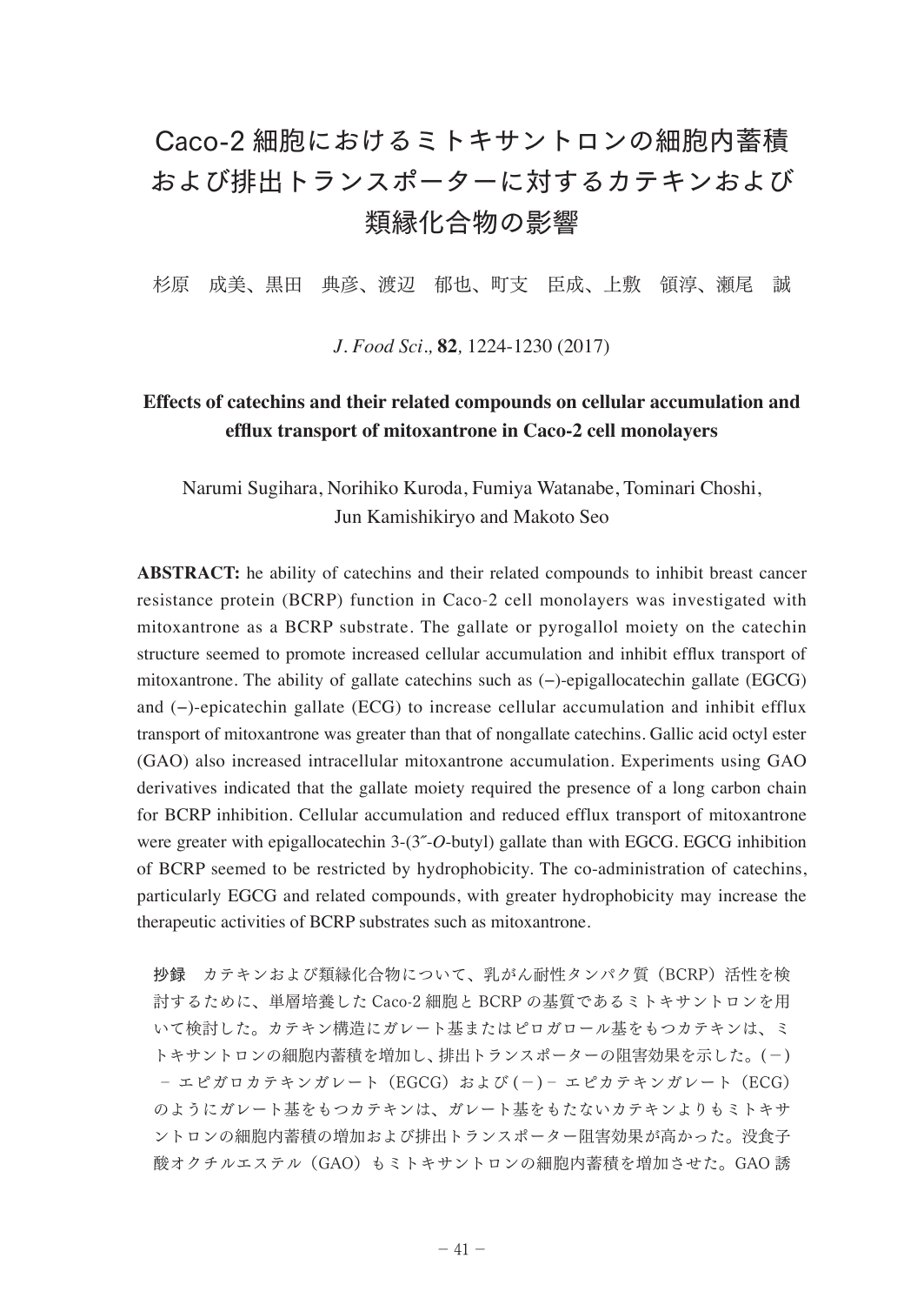# Caco-2 細胞におけるミトキサントロンの細胞内蓄積および排出トランスポーターに対するカテキンおよび類縁化合物の影響

杉原　成美、黒田　典彦、渡辺　郁也、町支　臣成、上敷　領淳、瀬尾　誠

*J. Food Sci*., **82**, 1224-1230 (2017)

**Effects of catechins and their related compounds on cellular accumulation and efflux transport of mitoxantrone in Caco-2 cell monolayers**

Narumi Sugihara, Norihiko Kuroda, Fumiya Watanabe, Tominari Choshi, Jun Kamishikiryo and Makoto Seo

**ABSTRACT:** he ability of catechins and their related compounds to inhibit breast cancer resistance protein (BCRP) function in Caco-2 cell monolayers was investigated with mitoxantrone as a BCRP substrate. The gallate or pyrogallol moiety on the catechin structure seemed to promote increased cellular accumulation and inhibit efflux transport of mitoxantrone. The ability of gallate catechins such as (−)-epigallocatechin gallate (EGCG) and (−)-epicatechin gallate (ECG) to increase cellular accumulation and inhibit efflux transport of mitoxantrone was greater than that of nongallate catechins. Gallic acid octyl ester (GAO) also increased intracellular mitoxantrone accumulation. Experiments using GAO derivatives indicated that the gallate moiety required the presence of a long carbon chain for BCRP inhibition. Cellular accumulation and reduced efflux transport of mitoxantrone were greater with epigallocatechin 3-(3″-*O*-butyl) gallate than with EGCG. EGCG inhibition of BCRP seemed to be restricted by hydrophobicity. The co-administration of catechins, particularly EGCG and related compounds, with greater hydrophobicity may increase the therapeutic activities of BCRP substrates such as mitoxantrone.

**抄録**　カテキンおよび類縁化合物について、乳がん耐性タンパク質（BCRP）活性を検討するために、単層培養した Caco-2 細胞と BCRP の基質であるミトキサントロンを用いて検討した。カテキン構造にガレート基またはピロガロール基をもつカテキンは、ミトキサントロンの細胞内蓄積を増加し、排出トランスポーターの阻害効果を示した。(−)－エピガロカテキンガレート（EGCG）および (−)－エピカテキンガレート（ECG）のようにガレート基をもつカテキンは、ガレート基をもたないカテキンよりもミトキサントロンの細胞内蓄積の増加および排出トランスポーター阻害効果が高かった。没食子酸オクチルエステル（GAO）もミトキサントロンの細胞内蓄積を増加させた。GAO 誘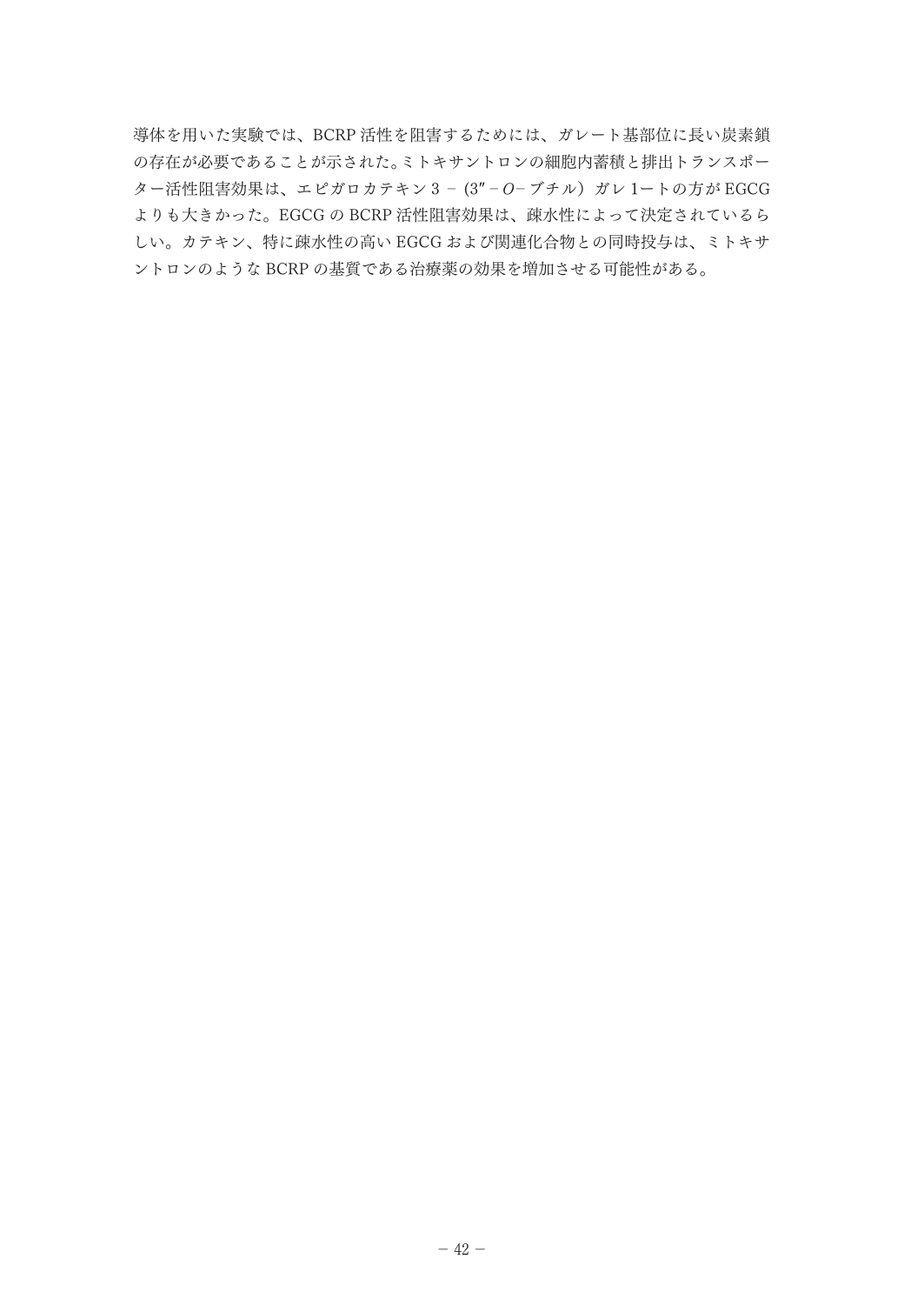導体を用いた実験では、BCRP 活性を阻害するためには、ガレート基部位に長い炭素鎖の存在が必要であることが示された。ミトキサントロンの細胞内蓄積と排出トランスポーター活性阻害効果は、エピガロカテキン 3 − (3″ − *O*− ブチル) ガレ 1ートの方が EGCG よりも大きかった。EGCG の BCRP 活性阻害効果は、疎水性によって決定されているらしい。カテキン、特に疎水性の高い EGCG および関連化合物との同時投与は、ミトキサントロンのような BCRP の基質である治療薬の効果を増加させる可能性がある。